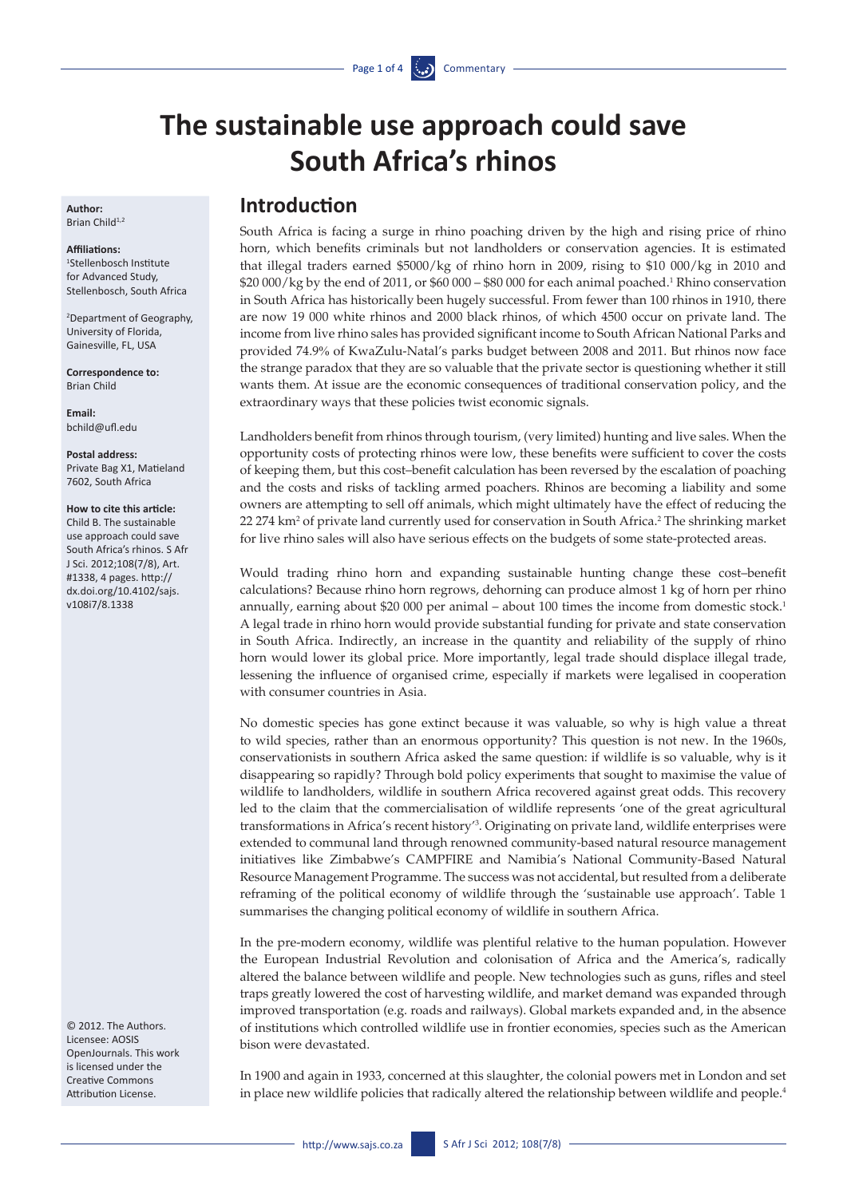# The sustainable use approach could save South Africa's rhinos

**Author:**
Brian Child[1,2]

**Affiliations:**
[1]Stellenbosch Institute for Advanced Study, Stellenbosch, South Africa

[2]Department of Geography, University of Florida, Gainesville, FL, USA

**Correspondence to:**
Brian Child

**Email:**
bchild@ufl.edu

**Postal address:**
Private Bag X1, Matieland 7602, South Africa

**How to cite this article:**
Child B. The sustainable use approach could save South Africa's rhinos. S Afr J Sci. 2012;108(7/8), Art. #1338, 4 pages. http://dx.doi.org/10.4102/sajs.v108i7/8.1338

© 2012. The Authors. Licensee: AOSIS OpenJournals. This work is licensed under the Creative Commons Attribution License.

## Introduction

South Africa is facing a surge in rhino poaching driven by the high and rising price of rhino horn, which benefits criminals but not landholders or conservation agencies. It is estimated that illegal traders earned $5000/kg of rhino horn in 2009, rising to $10 000/kg in 2010 and $20 000/kg by the end of 2011, or $60 000 – $80 000 for each animal poached.[1] Rhino conservation in South Africa has historically been hugely successful. From fewer than 100 rhinos in 1910, there are now 19 000 white rhinos and 2000 black rhinos, of which 4500 occur on private land. The income from live rhino sales has provided significant income to South African National Parks and provided 74.9% of KwaZulu-Natal's parks budget between 2008 and 2011. But rhinos now face the strange paradox that they are so valuable that the private sector is questioning whether it still wants them. At issue are the economic consequences of traditional conservation policy, and the extraordinary ways that these policies twist economic signals.

Landholders benefit from rhinos through tourism, (very limited) hunting and live sales. When the opportunity costs of protecting rhinos were low, these benefits were sufficient to cover the costs of keeping them, but this cost–benefit calculation has been reversed by the escalation of poaching and the costs and risks of tackling armed poachers. Rhinos are becoming a liability and some owners are attempting to sell off animals, which might ultimately have the effect of reducing the 22 274 km$^2$ of private land currently used for conservation in South Africa.[2] The shrinking market for live rhino sales will also have serious effects on the budgets of some state-protected areas.

Would trading rhino horn and expanding sustainable hunting change these cost–benefit calculations? Because rhino horn regrows, dehorning can produce almost 1 kg of horn per rhino annually, earning about $20 000 per animal – about 100 times the income from domestic stock.[1] A legal trade in rhino horn would provide substantial funding for private and state conservation in South Africa. Indirectly, an increase in the quantity and reliability of the supply of rhino horn would lower its global price. More importantly, legal trade should displace illegal trade, lessening the influence of organised crime, especially if markets were legalised in cooperation with consumer countries in Asia.

No domestic species has gone extinct because it was valuable, so why is high value a threat to wild species, rather than an enormous opportunity? This question is not new. In the 1960s, conservationists in southern Africa asked the same question: if wildlife is so valuable, why is it disappearing so rapidly? Through bold policy experiments that sought to maximise the value of wildlife to landholders, wildlife in southern Africa recovered against great odds. This recovery led to the claim that the commercialisation of wildlife represents 'one of the great agricultural transformations in Africa's recent history'[3]. Originating on private land, wildlife enterprises were extended to communal land through renowned community-based natural resource management initiatives like Zimbabwe's CAMPFIRE and Namibia's National Community-Based Natural Resource Management Programme. The success was not accidental, but resulted from a deliberate reframing of the political economy of wildlife through the 'sustainable use approach'. Table 1 summarises the changing political economy of wildlife in southern Africa.

In the pre-modern economy, wildlife was plentiful relative to the human population. However the European Industrial Revolution and colonisation of Africa and the America's, radically altered the balance between wildlife and people. New technologies such as guns, rifles and steel traps greatly lowered the cost of harvesting wildlife, and market demand was expanded through improved transportation (e.g. roads and railways). Global markets expanded and, in the absence of institutions which controlled wildlife use in frontier economies, species such as the American bison were devastated.

In 1900 and again in 1933, concerned at this slaughter, the colonial powers met in London and set in place new wildlife policies that radically altered the relationship between wildlife and people.[4]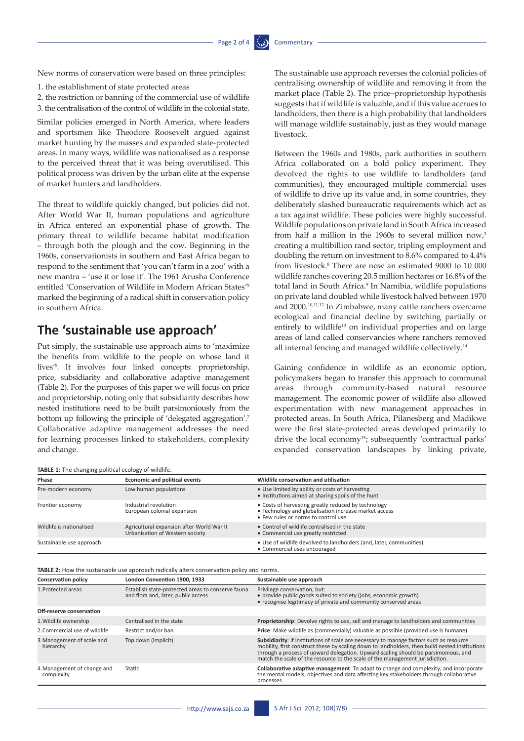New norms of conservation were based on three principles:

1. the establishment of state protected areas
2. the restriction or banning of the commercial use of wildlife
3. the centralisation of the control of wildlife in the colonial state.

Similar policies emerged in North America, where leaders and sportsmen like Theodore Roosevelt argued against market hunting by the masses and expanded state-protected areas. In many ways, wildlife was nationalised as a response to the perceived threat that it was being overutilised. This political process was driven by the urban elite at the expense of market hunters and landholders.

The threat to wildlife quickly changed, but policies did not. After World War II, human populations and agriculture in Africa entered an exponential phase of growth. The primary threat to wildlife became habitat modification – through both the plough and the cow. Beginning in the 1960s, conservationists in southern and East Africa began to respond to the sentiment that 'you can't farm in a zoo' with a new mantra – 'use it or lose it'. The 1961 Arusha Conference entitled 'Conservation of Wildlife in Modern African States'[5] marked the beginning of a radical shift in conservation policy in southern Africa.

## The 'sustainable use approach'

Put simply, the sustainable use approach aims to 'maximize the benefits from wildlife to the people on whose land it lives'[6]. It involves four linked concepts: proprietorship, price, subsidiarity and collaborative adaptive management (Table 2). For the purposes of this paper we will focus on price and proprietorship, noting only that subsidiarity describes how nested institutions need to be built parsimoniously from the bottom up following the principle of 'delegated aggregation'.[7] Collaborative adaptive management addresses the need for learning processes linked to stakeholders, complexity and change.

The sustainable use approach reverses the colonial policies of centralising ownership of wildlife and removing it from the market place (Table 2). The price–proprietorship hypothesis suggests that if wildlife is valuable, and if this value accrues to landholders, then there is a high probability that landholders will manage wildlife sustainably, just as they would manage livestock.

Between the 1960s and 1980s, park authorities in southern Africa collaborated on a bold policy experiment. They devolved the rights to use wildlife to landholders (and communities), they encouraged multiple commercial uses of wildlife to drive up its value and, in some countries, they deliberately slashed bureaucratic requirements which act as a tax against wildlife. These policies were highly successful. Wildlife populations on private land in South Africa increased from half a million in the 1960s to several million now,[3] creating a multibillion rand sector, tripling employment and doubling the return on investment to 8.6% compared to 4.4% from livestock.[8] There are now an estimated 9000 to 10 000 wildlife ranches covering 20.5 million hectares or 16.8% of the total land in South Africa.[9] In Namibia, wildlife populations on private land doubled while livestock halved between 1970 and 2000.[10,11,12] In Zimbabwe, many cattle ranchers overcame ecological and financial decline by switching partially or entirely to wildlife[13] on individual properties and on large areas of land called conservancies where ranchers removed all internal fencing and managed wildlife collectively.[14]

Gaining confidence in wildlife as an economic option, policymakers began to transfer this approach to communal areas through community-based natural resource management. The economic power of wildlife also allowed experimentation with new management approaches in protected areas. In South Africa, Pilanesberg and Madikwe were the first state-protected areas developed primarily to drive the local economy[15]; subsequently 'contractual parks' expanded conservation landscapes by linking private,

**TABLE 1:** The changing political ecology of wildlife.

| Phase | Economic and political events | Wildlife conservation and utilisation |
|---|---|---|
| Pre-modern economy | Low human populations | • Use limited by ability or costs of harvesting<br>• Institutions aimed at sharing spoils of the hunt |
| Frontier economy | Industrial revolution<br>European colonial expansion | • Costs of harvesting greatly reduced by technology<br>• Technology and globalisation increase market access<br>• Few rules or norms to control use |
| Wildlife is nationalised | Agricultural expansion after World War II<br>Urbanisation of Western society | • Control of wildlife centralised in the state<br>• Commercial use greatly restricted |
| Sustainable use approach | | • Use of wildlife devolved to landholders (and, later, communities)<br>• Commercial uses encouraged |

**TABLE 2:** How the sustainable use approach radically alters conservation policy and norms.

| Conservation policy | London Convention 1900, 1933 | Sustainable use approach |
|---|---|---|
| 1. Protected areas | Establish state-protected areas to conserve fauna and flora and, later, public access | Privilege conservation, but:<br>• provide public goods suited to society (jobs, economic growth)<br>• recognise legitimacy of private and community conserved areas |
| **Off-reserve conservation** | | |
| 1. Wildlife ownership | Centralised in the state | **Proprietorship**: Devolve rights to use, sell and manage to landholders and communities |
| 2. Commercial use of wildlife | Restrict and/or ban | **Price**: Make wildlife as (commercially) valuable as possible (provided use is humane) |
| 3. Management of scale and hierarchy | Top down (implicit) | **Subsidiarity**: If institutions of scale are necessary to manage factors such as resource mobility, first construct these by scaling down to landholders, then build nested institutions through a process of upward delegation. Upward scaling should be parsimonious, and match the scale of the resource to the scale of the management jurisdiction. |
| 4. Management of change and complexity | Static | **Collaborative adaptive management**: To adapt to change and complexity; and incorporate the mental models, objectives and data affecting key stakeholders through collaborative processes. |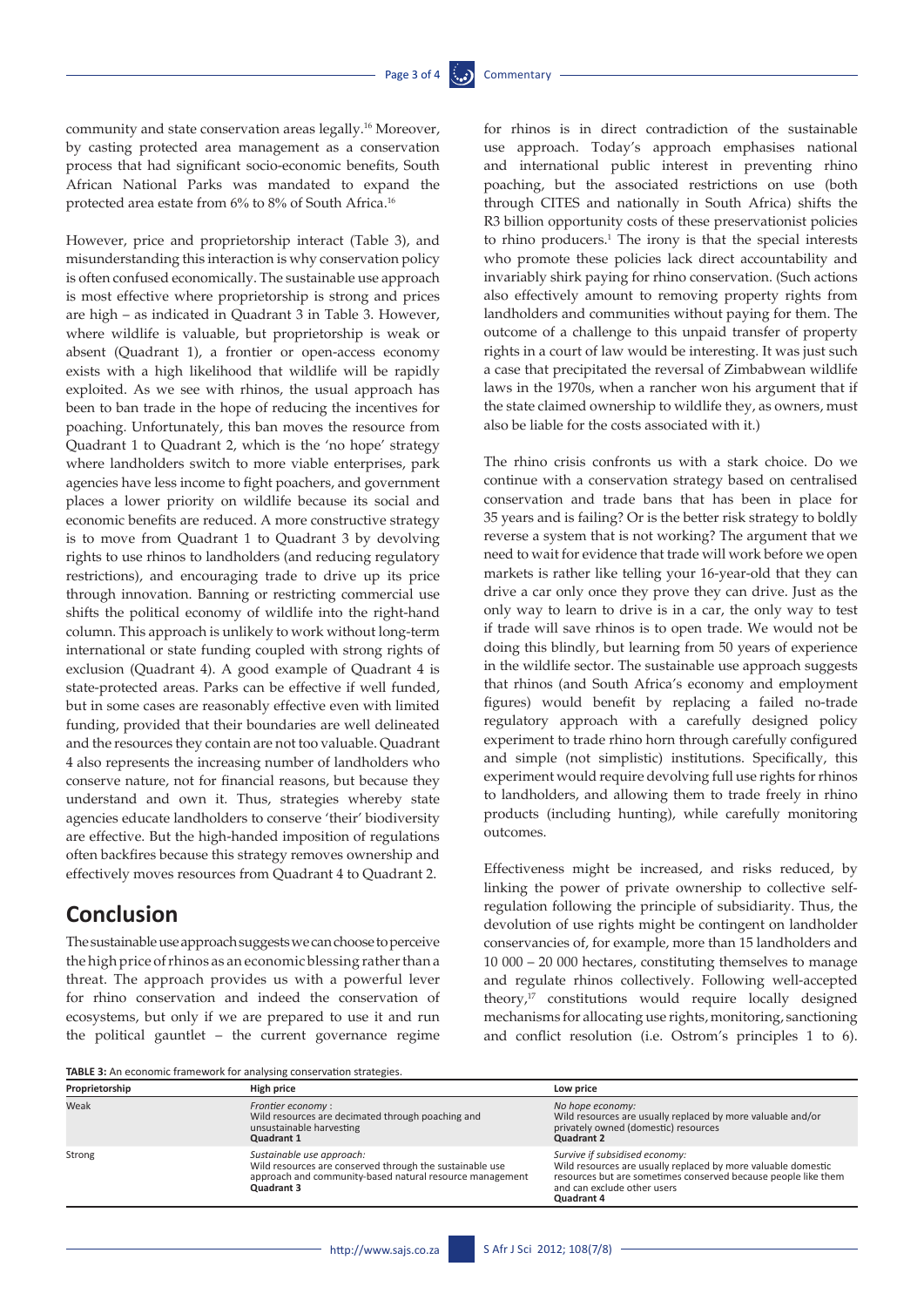community and state conservation areas legally.[16] Moreover, by casting protected area management as a conservation process that had significant socio-economic benefits, South African National Parks was mandated to expand the protected area estate from 6% to 8% of South Africa.[16]

However, price and proprietorship interact (Table 3), and misunderstanding this interaction is why conservation policy is often confused economically. The sustainable use approach is most effective where proprietorship is strong and prices are high – as indicated in Quadrant 3 in Table 3. However, where wildlife is valuable, but proprietorship is weak or absent (Quadrant 1), a frontier or open-access economy exists with a high likelihood that wildlife will be rapidly exploited. As we see with rhinos, the usual approach has been to ban trade in the hope of reducing the incentives for poaching. Unfortunately, this ban moves the resource from Quadrant 1 to Quadrant 2, which is the 'no hope' strategy where landholders switch to more viable enterprises, park agencies have less income to fight poachers, and government places a lower priority on wildlife because its social and economic benefits are reduced. A more constructive strategy is to move from Quadrant 1 to Quadrant 3 by devolving rights to use rhinos to landholders (and reducing regulatory restrictions), and encouraging trade to drive up its price through innovation. Banning or restricting commercial use shifts the political economy of wildlife into the right-hand column. This approach is unlikely to work without long-term international or state funding coupled with strong rights of exclusion (Quadrant 4). A good example of Quadrant 4 is state-protected areas. Parks can be effective if well funded, but in some cases are reasonably effective even with limited funding, provided that their boundaries are well delineated and the resources they contain are not too valuable. Quadrant 4 also represents the increasing number of landholders who conserve nature, not for financial reasons, but because they understand and own it. Thus, strategies whereby state agencies educate landholders to conserve 'their' biodiversity are effective. But the high-handed imposition of regulations often backfires because this strategy removes ownership and effectively moves resources from Quadrant 4 to Quadrant 2.

## Conclusion

The sustainable use approach suggests we can choose to perceive the high price of rhinos as an economic blessing rather than a threat. The approach provides us with a powerful lever for rhino conservation and indeed the conservation of ecosystems, but only if we are prepared to use it and run the political gauntlet – the current governance regime for rhinos is in direct contradiction of the sustainable use approach. Today's approach emphasises national and international public interest in preventing rhino poaching, but the associated restrictions on use (both through CITES and nationally in South Africa) shifts the R3 billion opportunity costs of these preservationist policies to rhino producers.[1] The irony is that the special interests who promote these policies lack direct accountability and invariably shirk paying for rhino conservation. (Such actions also effectively amount to removing property rights from landholders and communities without paying for them. The outcome of a challenge to this unpaid transfer of property rights in a court of law would be interesting. It was just such a case that precipitated the reversal of Zimbabwean wildlife laws in the 1970s, when a rancher won his argument that if the state claimed ownership to wildlife they, as owners, must also be liable for the costs associated with it.)

The rhino crisis confronts us with a stark choice. Do we continue with a conservation strategy based on centralised conservation and trade bans that has been in place for 35 years and is failing? Or is the better risk strategy to boldly reverse a system that is not working? The argument that we need to wait for evidence that trade will work before we open markets is rather like telling your 16-year-old that they can drive a car only once they prove they can drive. Just as the only way to learn to drive is in a car, the only way to test if trade will save rhinos is to open trade. We would not be doing this blindly, but learning from 50 years of experience in the wildlife sector. The sustainable use approach suggests that rhinos (and South Africa's economy and employment figures) would benefit by replacing a failed no-trade regulatory approach with a carefully designed policy experiment to trade rhino horn through carefully configured and simple (not simplistic) institutions. Specifically, this experiment would require devolving full use rights for rhinos to landholders, and allowing them to trade freely in rhino products (including hunting), while carefully monitoring outcomes.

Effectiveness might be increased, and risks reduced, by linking the power of private ownership to collective self-regulation following the principle of subsidiarity. Thus, the devolution of use rights might be contingent on landholder conservancies of, for example, more than 15 landholders and 10 000 – 20 000 hectares, constituting themselves to manage and regulate rhinos collectively. Following well-accepted theory,[17] constitutions would require locally designed mechanisms for allocating use rights, monitoring, sanctioning and conflict resolution (i.e. Ostrom's principles 1 to 6).

**TABLE 3:** An economic framework for analysing conservation strategies.

| Proprietorship | High price | Low price |
|---|---|---|
| Weak | *Frontier economy* : Wild resources are decimated through poaching and unsustainable harvesting **Quadrant 1** | *No hope economy:* Wild resources are usually replaced by more valuable and/or privately owned (domestic) resources **Quadrant 2** |
| Strong | *Sustainable use approach:* Wild resources are conserved through the sustainable use approach and community-based natural resource management **Quadrant 3** | *Survive if subsidised economy:* Wild resources are usually replaced by more valuable domestic resources but are sometimes conserved because people like them and can exclude other users **Quadrant 4** |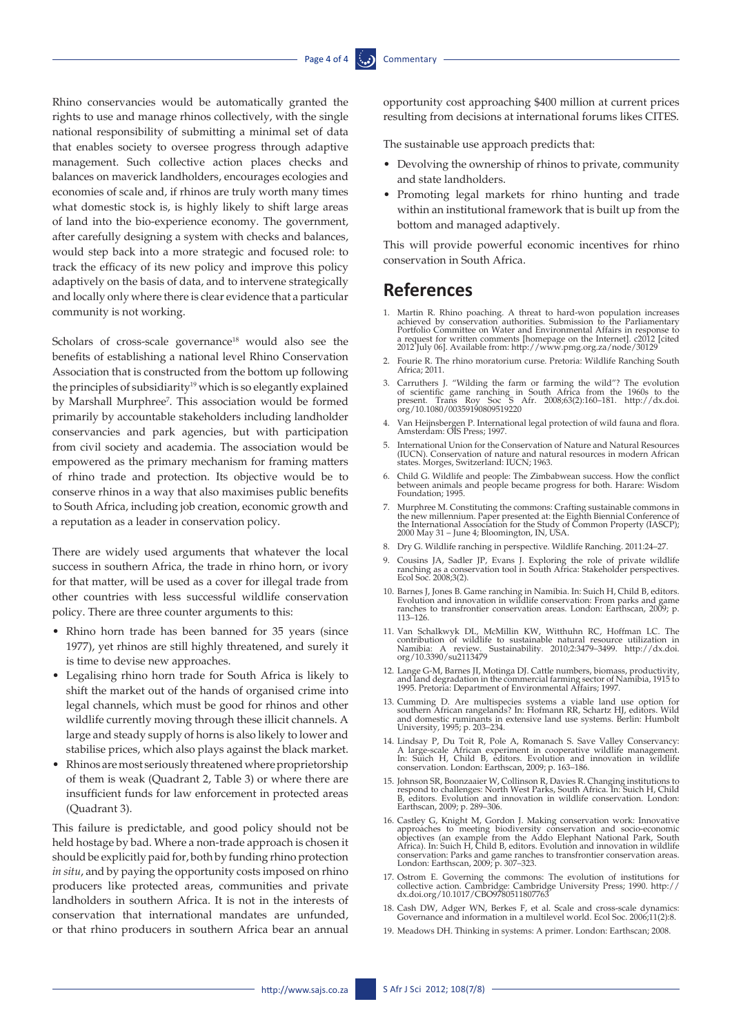Rhino conservancies would be automatically granted the rights to use and manage rhinos collectively, with the single national responsibility of submitting a minimal set of data that enables society to oversee progress through adaptive management. Such collective action places checks and balances on maverick landholders, encourages ecologies and economies of scale and, if rhinos are truly worth many times what domestic stock is, is highly likely to shift large areas of land into the bio-experience economy. The government, after carefully designing a system with checks and balances, would step back into a more strategic and focused role: to track the efficacy of its new policy and improve this policy adaptively on the basis of data, and to intervene strategically and locally only where there is clear evidence that a particular community is not working.

Scholars of cross-scale governance[18] would also see the benefits of establishing a national level Rhino Conservation Association that is constructed from the bottom up following the principles of subsidiarity[19] which is so elegantly explained by Marshall Murphree[7]. This association would be formed primarily by accountable stakeholders including landholder conservancies and park agencies, but with participation from civil society and academia. The association would be empowered as the primary mechanism for framing matters of rhino trade and protection. Its objective would be to conserve rhinos in a way that also maximises public benefits to South Africa, including job creation, economic growth and a reputation as a leader in conservation policy.

There are widely used arguments that whatever the local success in southern Africa, the trade in rhino horn, or ivory for that matter, will be used as a cover for illegal trade from other countries with less successful wildlife conservation policy. There are three counter arguments to this:

- Rhino horn trade has been banned for 35 years (since 1977), yet rhinos are still highly threatened, and surely it is time to devise new approaches.
- Legalising rhino horn trade for South Africa is likely to shift the market out of the hands of organised crime into legal channels, which must be good for rhinos and other wildlife currently moving through these illicit channels. A large and steady supply of horns is also likely to lower and stabilise prices, which also plays against the black market.
- Rhinos are most seriously threatened where proprietorship of them is weak (Quadrant 2, Table 3) or where there are insufficient funds for law enforcement in protected areas (Quadrant 3).

This failure is predictable, and good policy should not be held hostage by bad. Where a non-trade approach is chosen it should be explicitly paid for, both by funding rhino protection *in situ*, and by paying the opportunity costs imposed on rhino producers like protected areas, communities and private landholders in southern Africa. It is not in the interests of conservation that international mandates are unfunded, or that rhino producers in southern Africa bear an annual opportunity cost approaching \$400 million at current prices resulting from decisions at international forums likes CITES.

The sustainable use approach predicts that:

- Devolving the ownership of rhinos to private, community and state landholders.
- Promoting legal markets for rhino hunting and trade within an institutional framework that is built up from the bottom and managed adaptively.

This will provide powerful economic incentives for rhino conservation in South Africa.

## References

1. Martin R. Rhino poaching. A threat to hard-won population increases achieved by conservation authorities. Submission to the Parliamentary Portfolio Committee on Water and Environmental Affairs in response to a request for written comments [homepage on the Internet]. c2012 [cited 2012 July 06]. Available from: http://www.pmg.org.za/node/30129
2. Fourie R. The rhino moratorium curse. Pretoria: Wildlife Ranching South Africa; 2011.
3. Carruthers J. "Wilding the farm or farming the wild"? The evolution of scientific game ranching in South Africa from the 1960s to the present. Trans Roy Soc S Afr. 2008;63(2):160–181. http://dx.doi.org/10.1080/00359190809519220
4. Van Heijnsbergen P. International legal protection of wild fauna and flora. Amsterdam: OIS Press; 1997.
5. International Union for the Conservation of Nature and Natural Resources (IUCN). Conservation of nature and natural resources in modern African states. Morges, Switzerland: IUCN; 1963.
6. Child G. Wildlife and people: The Zimbabwean success. How the conflict between animals and people became progress for both. Harare: Wisdom Foundation; 1995.
7. Murphree M. Constituting the commons: Crafting sustainable commons in the new millennium. Paper presented at: the Eighth Biennial Conference of the International Association for the Study of Common Property (IASCP); 2000 May 31 – June 4; Bloomington, IN, USA.
8. Dry G. Wildlife ranching in perspective. Wildlife Ranching. 2011:24–27.
9. Cousins JA, Sadler JP, Evans J. Exploring the role of private wildlife ranching as a conservation tool in South Africa: Stakeholder perspectives. Ecol Soc. 2008;3(2).
10. Barnes J, Jones B. Game ranching in Namibia. In: Suich H, Child B, editors. Evolution and innovation in wildlife conservation: From parks and game ranches to transfrontier conservation areas. London: Earthscan, 2009; p. 113–126.
11. Van Schalkwyk DL, McMillin KW, Witthuhn RC, Hoffman LC. The contribution of wildlife to sustainable natural resource utilization in Namibia: A review. Sustainability. 2010;2:3479–3499. http://dx.doi.org/10.3390/su2113479
12. Lange G-M, Barnes JI, Motinga DJ. Cattle numbers, biomass, productivity, and land degradation in the commercial farming sector of Namibia, 1915 to 1995. Pretoria: Department of Environmental Affairs; 1997.
13. Cumming D. Are multispecies systems a viable land use option for southern African rangelands? In: Hofmann RR, Schartz HJ, editors. Wild and domestic ruminants in extensive land use systems. Berlin: Humbolt University, 1995; p. 203–234.
14. Lindsay P, Du Toit R, Pole A, Romanach S. Save Valley Conservancy: A large-scale African experiment in cooperative wildlife management. In: Suich H, Child B, editors. Evolution and innovation in wildlife conservation. London: Earthscan, 2009; p. 163–186.
15. Johnson SR, Boonzaaier W, Collinson R, Davies R. Changing institutions to respond to challenges: North West Parks, South Africa. In: Suich H, Child B, editors. Evolution and innovation in wildlife conservation. London: Earthscan, 2009; p. 289–306.
16. Castley G, Knight M, Gordon J. Making conservation work: Innovative approaches to meeting biodiversity conservation and socio-economic objectives (an example from the Addo Elephant National Park, South Africa). In: Suich H, Child B, editors. Evolution and innovation in wildlife conservation: Parks and game ranches to transfrontier conservation areas. London: Earthscan, 2009; p. 307–323.
17. Ostrom E. Governing the commons: The evolution of institutions for collective action. Cambridge: Cambridge University Press; 1990. http://dx.doi.org/10.1017/CBO9780511807763
18. Cash DW, Adger WN, Berkes F, et al. Scale and cross-scale dynamics: Governance and information in a multilevel world. Ecol Soc. 2006;11(2):8.
19. Meadows DH. Thinking in systems: A primer. London: Earthscan; 2008.